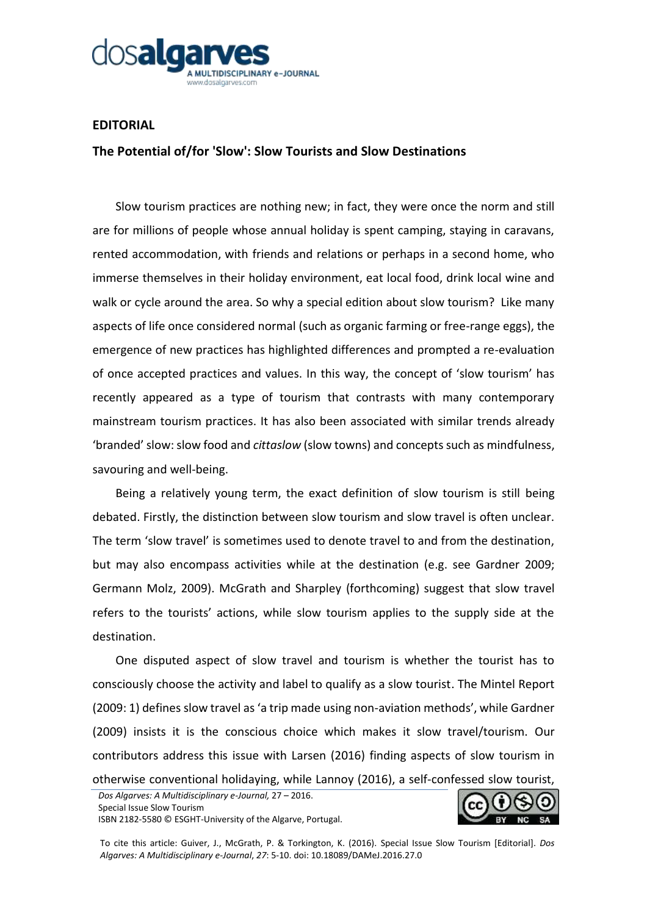## EDITORIAL

# The Potential of/for 'Slow': Slow Tourists and Slow Destinations

Slow tourism practices are nothing new; in fact, they were once the norm and still are for millions of people whose annual holiday is spent camping, staying in caravans, rented accommodation, with friends and relations or perhaps in a second home, who immerse themselves in their holiday environment, eat local food, drink local wine and walk or cycle around the area. So why a special edition about slow tourism? Like many aspects of life once considered normal (such as organic farming or free-range eggs), the emergence of new practices has highlighted differences and prompted a re-evaluation of once accepted practices and values. In this way, the concept of 'slow tourism' has recently appeared as a type of tourism that contrasts with many contemporary mainstream tourism practices. It has also been associated with similar trends already 'branded' slow: slow food and *cittaslow* (slow towns) and concepts such as mindfulness, savouring and well-being.

Being a relatively young term, the exact definition of slow tourism is still being debated. Firstly, the distinction between slow tourism and slow travel is often unclear. The term 'slow travel' is sometimes used to denote travel to and from the destination, but may also encompass activities while at the destination (e.g. see Gardner 2009; Germann Molz, 2009). McGrath and Sharpley (forthcoming) suggest that slow travel refers to the tourists' actions, while slow tourism applies to the supply side at the destination.

One disputed aspect of slow travel and tourism is whether the tourist has to consciously choose the activity and label to qualify as a slow tourist. The Mintel Report (2009: 1) defines slow travel as 'a trip made using non-aviation methods', while Gardner (2009) insists it is the conscious choice which makes it slow travel/tourism. Our contributors address this issue with Larsen (2016) finding aspects of slow tourism in otherwise conventional holidaying, while Lannoy (2016), a self-confessed slow tourist,

To cite this article: Guiver, J., McGrath, P. & Torkington, K. (2016). Special Issue Slow Tourism [Editorial]. *Dos Algarves: A Multidisciplinary e-Journal*, *27*: 5-10. doi: 10.18089/DAMeJ.2016.27.0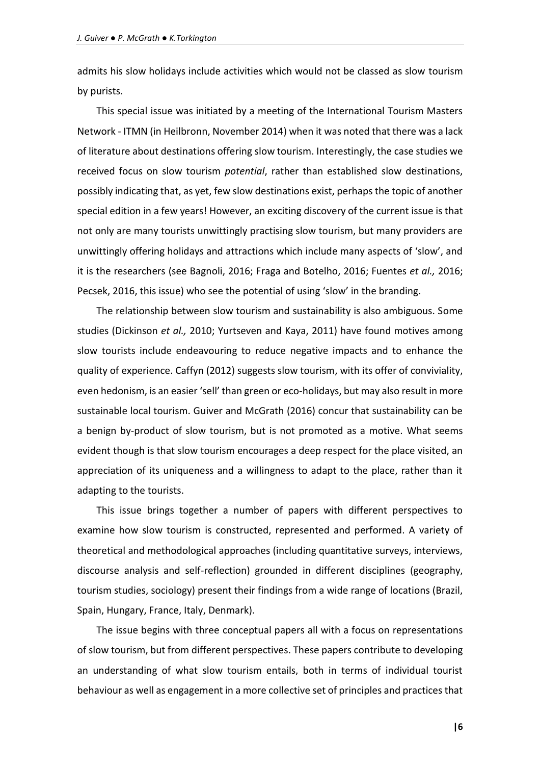admits his slow holidays include activities which would not be classed as slow tourism by purists.

This special issue was initiated by a meeting of the International Tourism Masters Network - ITMN (in Heilbronn, November 2014) when it was noted that there was a lack of literature about destinations offering slow tourism. Interestingly, the case studies we received focus on slow tourism *potential*, rather than established slow destinations, possibly indicating that, as yet, few slow destinations exist, perhaps the topic of another special edition in a few years! However, an exciting discovery of the current issue is that not only are many tourists unwittingly practising slow tourism, but many providers are unwittingly offering holidays and attractions which include many aspects of 'slow', and it is the researchers (see Bagnoli, 2016; Fraga and Botelho, 2016; Fuentes *et al.,* 2016; Pecsek, 2016, this issue) who see the potential of using 'slow' in the branding.

The relationship between slow tourism and sustainability is also ambiguous. Some studies (Dickinson *et al.,* 2010; Yurtseven and Kaya, 2011) have found motives among slow tourists include endeavouring to reduce negative impacts and to enhance the quality of experience. Caffyn (2012) suggests slow tourism, with its offer of conviviality, even hedonism, is an easier 'sell' than green or eco-holidays, but may also result in more sustainable local tourism. Guiver and McGrath (2016) concur that sustainability can be a benign by-product of slow tourism, but is not promoted as a motive. What seems evident though is that slow tourism encourages a deep respect for the place visited, an appreciation of its uniqueness and a willingness to adapt to the place, rather than it adapting to the tourists.

This issue brings together a number of papers with different perspectives to examine how slow tourism is constructed, represented and performed. A variety of theoretical and methodological approaches (including quantitative surveys, interviews, discourse analysis and self-reflection) grounded in different disciplines (geography, tourism studies, sociology) present their findings from a wide range of locations (Brazil, Spain, Hungary, France, Italy, Denmark).

The issue begins with three conceptual papers all with a focus on representations of slow tourism, but from different perspectives. These papers contribute to developing an understanding of what slow tourism entails, both in terms of individual tourist behaviour as well as engagement in a more collective set of principles and practices that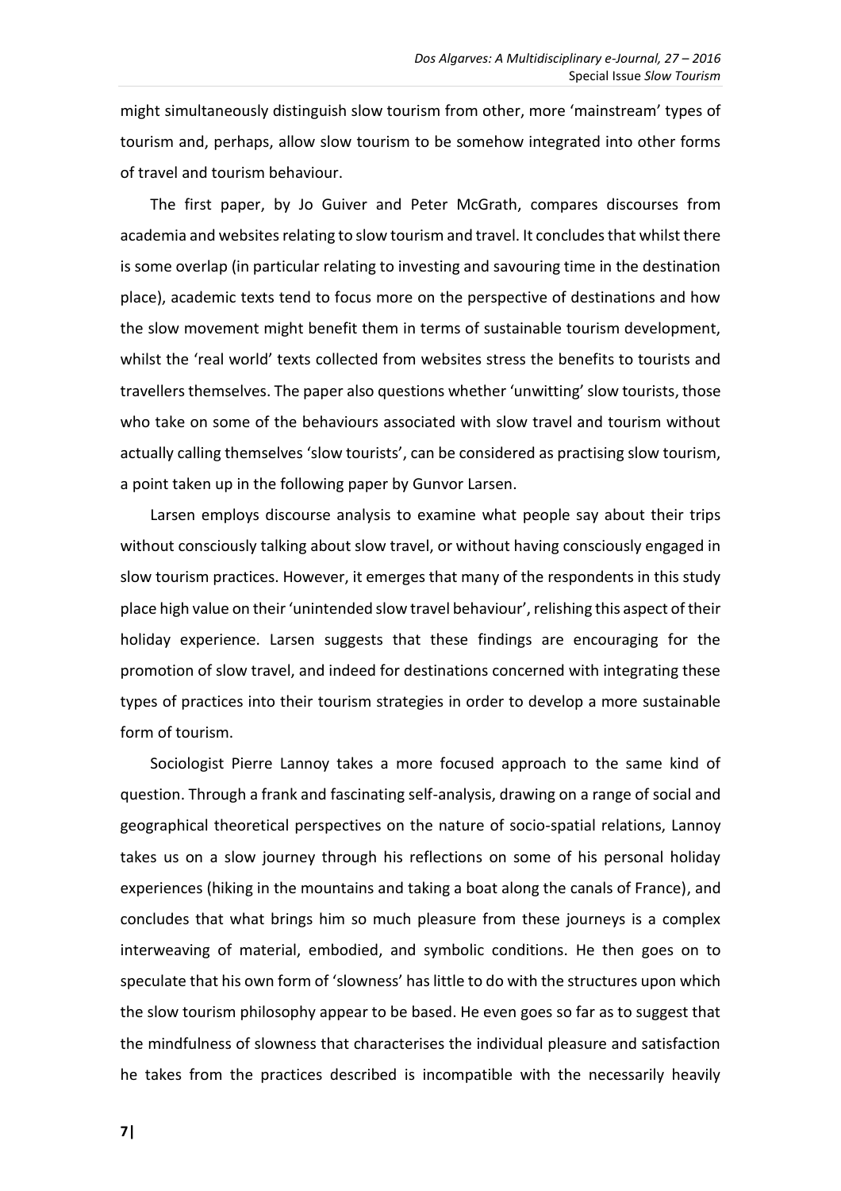might simultaneously distinguish slow tourism from other, more 'mainstream' types of tourism and, perhaps, allow slow tourism to be somehow integrated into other forms of travel and tourism behaviour.

The first paper, by Jo Guiver and Peter McGrath, compares discourses from academia and websites relating to slow tourism and travel. It concludes that whilst there is some overlap (in particular relating to investing and savouring time in the destination place), academic texts tend to focus more on the perspective of destinations and how the slow movement might benefit them in terms of sustainable tourism development, whilst the 'real world' texts collected from websites stress the benefits to tourists and travellers themselves. The paper also questions whether 'unwitting' slow tourists, those who take on some of the behaviours associated with slow travel and tourism without actually calling themselves 'slow tourists', can be considered as practising slow tourism, a point taken up in the following paper by Gunvor Larsen.

Larsen employs discourse analysis to examine what people say about their trips without consciously talking about slow travel, or without having consciously engaged in slow tourism practices. However, it emerges that many of the respondents in this study place high value on their 'unintended slow travel behaviour', relishing this aspect of their holiday experience. Larsen suggests that these findings are encouraging for the promotion of slow travel, and indeed for destinations concerned with integrating these types of practices into their tourism strategies in order to develop a more sustainable form of tourism.

Sociologist Pierre Lannoy takes a more focused approach to the same kind of question. Through a frank and fascinating self-analysis, drawing on a range of social and geographical theoretical perspectives on the nature of socio-spatial relations, Lannoy takes us on a slow journey through his reflections on some of his personal holiday experiences (hiking in the mountains and taking a boat along the canals of France), and concludes that what brings him so much pleasure from these journeys is a complex interweaving of material, embodied, and symbolic conditions. He then goes on to speculate that his own form of 'slowness' has little to do with the structures upon which the slow tourism philosophy appear to be based. He even goes so far as to suggest that the mindfulness of slowness that characterises the individual pleasure and satisfaction he takes from the practices described is incompatible with the necessarily heavily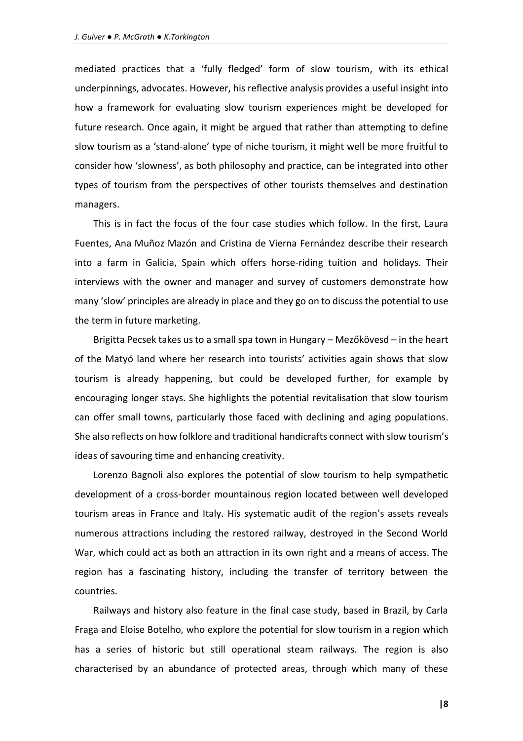mediated practices that a 'fully fledged' form of slow tourism, with its ethical underpinnings, advocates. However, his reflective analysis provides a useful insight into how a framework for evaluating slow tourism experiences might be developed for future research. Once again, it might be argued that rather than attempting to define slow tourism as a 'stand-alone' type of niche tourism, it might well be more fruitful to consider how 'slowness', as both philosophy and practice, can be integrated into other types of tourism from the perspectives of other tourists themselves and destination managers.

This is in fact the focus of the four case studies which follow. In the first, Laura Fuentes, Ana Muñoz Mazón and Cristina de Vierna Fernández describe their research into a farm in Galicia, Spain which offers horse-riding tuition and holidays. Their interviews with the owner and manager and survey of customers demonstrate how many 'slow' principles are already in place and they go on to discuss the potential to use the term in future marketing.

Brigitta Pecsek takes us to a small spa town in Hungary – Mezőkövesd – in the heart of the Matyó land where her research into tourists' activities again shows that slow tourism is already happening, but could be developed further, for example by encouraging longer stays. She highlights the potential revitalisation that slow tourism can offer small towns, particularly those faced with declining and aging populations. She also reflects on how folklore and traditional handicrafts connect with slow tourism's ideas of savouring time and enhancing creativity.

Lorenzo Bagnoli also explores the potential of slow tourism to help sympathetic development of a cross-border mountainous region located between well developed tourism areas in France and Italy. His systematic audit of the region's assets reveals numerous attractions including the restored railway, destroyed in the Second World War, which could act as both an attraction in its own right and a means of access. The region has a fascinating history, including the transfer of territory between the countries.

Railways and history also feature in the final case study, based in Brazil, by Carla Fraga and Eloise Botelho, who explore the potential for slow tourism in a region which has a series of historic but still operational steam railways. The region is also characterised by an abundance of protected areas, through which many of these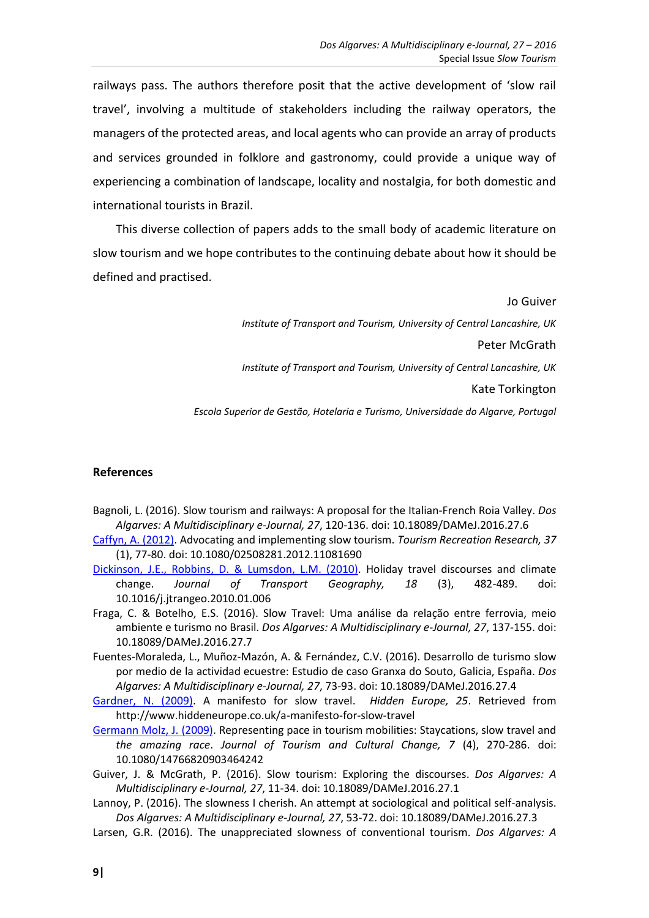railways pass. The authors therefore posit that the active development of 'slow rail travel', involving a multitude of stakeholders including the railway operators, the managers of the protected areas, and local agents who can provide an array of products and services grounded in folklore and gastronomy, could provide a unique way of experiencing a combination of landscape, locality and nostalgia, for both domestic and international tourists in Brazil.

This diverse collection of papers adds to the small body of academic literature on slow tourism and we hope contributes to the continuing debate about how it should be defined and practised.

Jo Guiver

*Institute of Transport and Tourism, University of Central Lancashire, UK*

Peter McGrath

*Institute of Transport and Tourism, University of Central Lancashire, UK*

Kate Torkington

*Escola Superior de Gestão, Hotelaria e Turismo, Universidade do Algarve, Portugal*

## References

Bagnoli, L. (2016). Slow tourism and railways: A proposal for the Italian-French Roia Valley. *Dos Algarves: A Multidisciplinary e-Journal, 27*, 120-136. doi: 10.18089/DAMeJ.2016.27.6

Caffyn, A. (2012). Advocating and implementing slow tourism. *Tourism Recreation Research, 37* (1), 77-80. doi: 10.1080/02508281.2012.11081690

Dickinson, J.E., Robbins, D. & Lumsdon, L.M. (2010). Holiday travel discourses and climate change. *Journal of Transport Geography, 18* (3), 482-489. doi: 10.1016/j.jtrangeo.2010.01.006

Fraga, C. & Botelho, E.S. (2016). Slow Travel: Uma análise da relação entre ferrovia, meio ambiente e turismo no Brasil. *Dos Algarves: A Multidisciplinary e-Journal, 27*, 137-155. doi: 10.18089/DAMeJ.2016.27.7

Fuentes-Moraleda, L., Muñoz-Mazón, A. & Fernández, C.V. (2016). Desarrollo de turismo slow por medio de la actividad ecuestre: Estudio de caso Granxa do Souto, Galicia, España. *Dos Algarves: A Multidisciplinary e-Journal, 27*, 73-93. doi: 10.18089/DAMeJ.2016.27.4

Gardner, N. (2009). A manifesto for slow travel. *Hidden Europe, 25*. Retrieved from http://www.hiddeneurope.co.uk/a-manifesto-for-slow-travel

Germann Molz, J. (2009). Representing pace in tourism mobilities: Staycations, slow travel and *the amazing race*. *Journal of Tourism and Cultural Change, 7* (4), 270-286. doi: 10.1080/14766820903464242

Guiver, J. & McGrath, P. (2016). Slow tourism: Exploring the discourses. *Dos Algarves: A Multidisciplinary e-Journal, 27*, 11-34. doi: 10.18089/DAMeJ.2016.27.1

Lannoy, P. (2016). The slowness I cherish. An attempt at sociological and political self-analysis. *Dos Algarves: A Multidisciplinary e-Journal, 27*, 53-72. doi: 10.18089/DAMeJ.2016.27.3

Larsen, G.R. (2016). The unappreciated slowness of conventional tourism. *Dos Algarves: A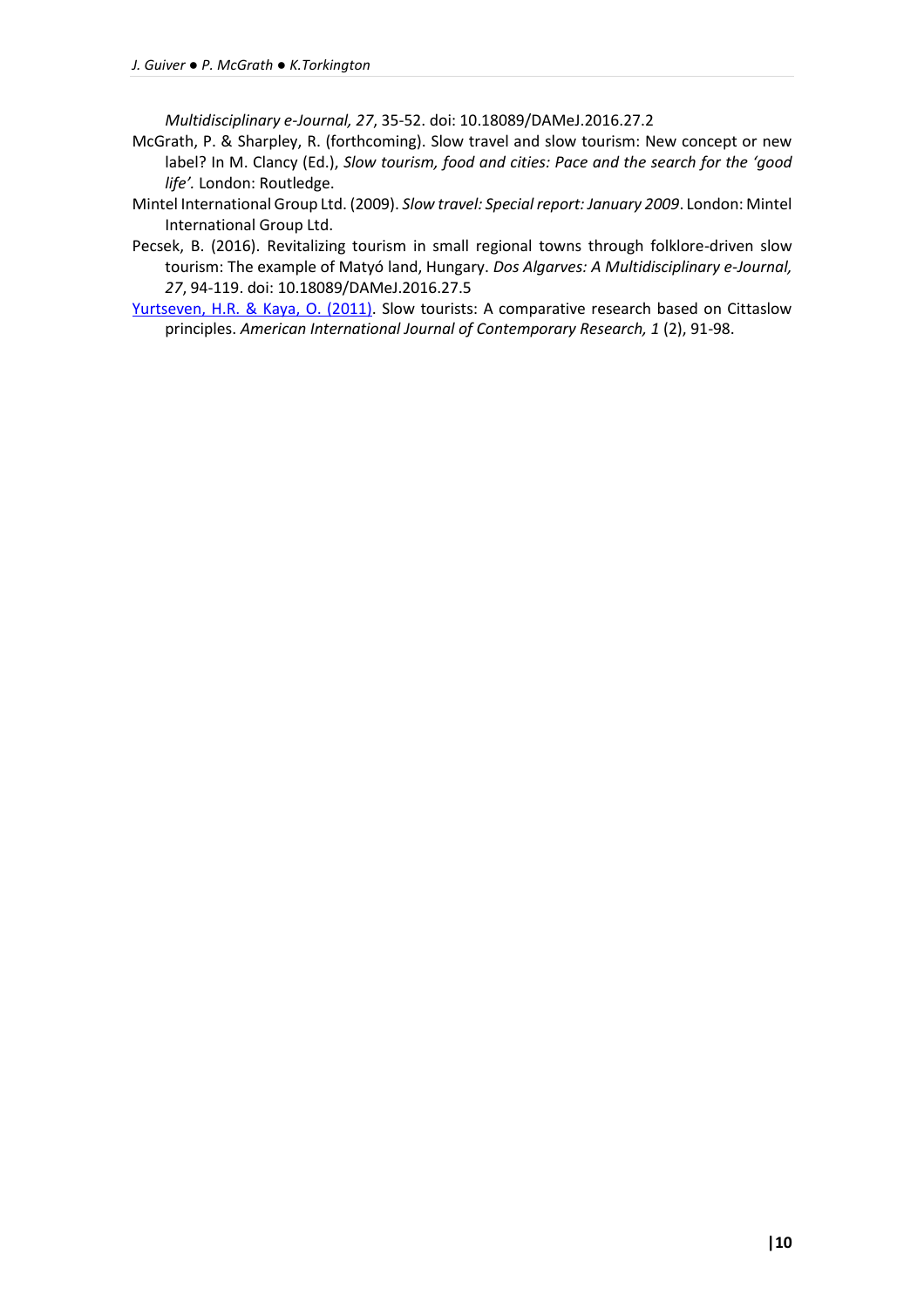*Multidisciplinary e-Journal, 27*, 35-52. doi: 10.18089/DAMeJ.2016.27.2

McGrath, P. & Sharpley, R. (forthcoming). Slow travel and slow tourism: New concept or new label? In M. Clancy (Ed.), *Slow tourism, food and cities: Pace and the search for the 'good life'.* London: Routledge.

Mintel International Group Ltd. (2009). *Slow travel: Special report: January 2009*. London: Mintel International Group Ltd.

Pecsek, B. (2016). Revitalizing tourism in small regional towns through folklore-driven slow tourism: The example of Matyó land, Hungary. *Dos Algarves: A Multidisciplinary e-Journal, 27*, 94-119. doi: 10.18089/DAMeJ.2016.27.5

Yurtseven, H.R. & Kaya, O. (2011). Slow tourists: A comparative research based on Cittaslow principles. *American International Journal of Contemporary Research, 1* (2), 91-98.